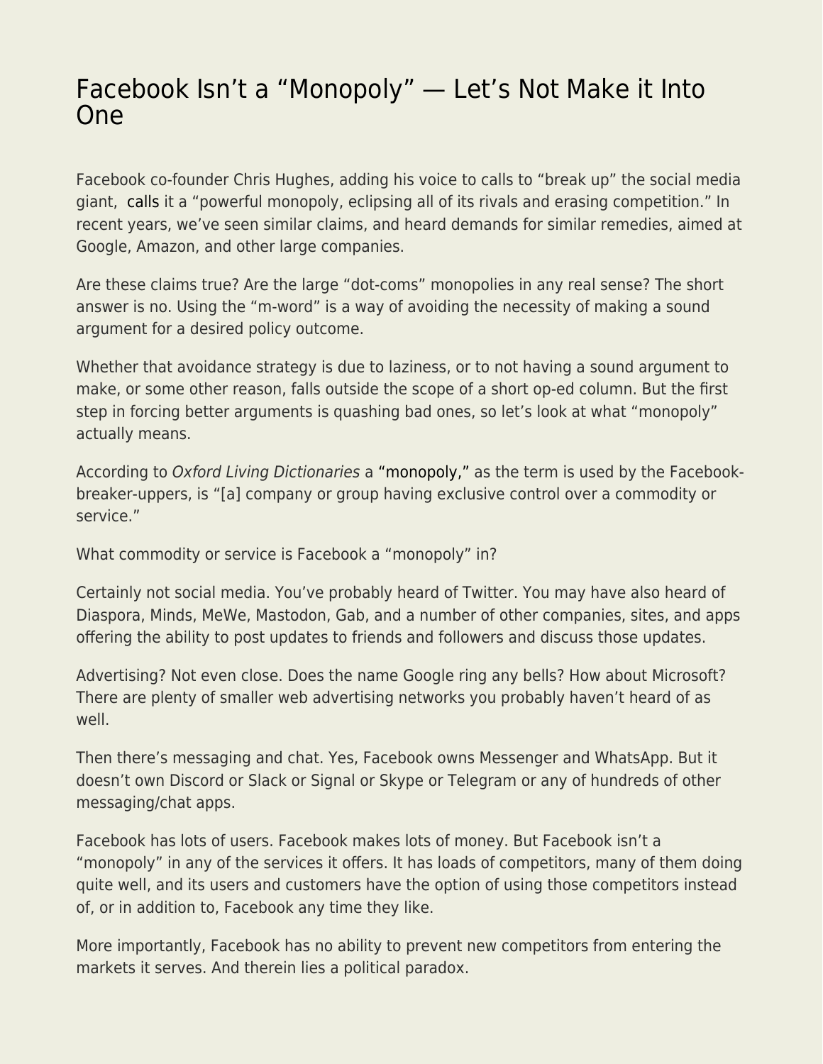# Facebook Isn't a "Monopoly" — Let's Not Make it Into One

Facebook co-founder Chris Hughes, adding his voice to calls to "break up" the social media giant, calls it a "powerful monopoly, eclipsing all of its rivals and erasing competition." In recent years, we've seen similar claims, and heard demands for similar remedies, aimed at Google, Amazon, and other large companies.

Are these claims true? Are the large "dot-coms" monopolies in any real sense? The short answer is no. Using the "m-word" is a way of avoiding the necessity of making a sound argument for a desired policy outcome.

Whether that avoidance strategy is due to laziness, or to not having a sound argument to make, or some other reason, falls outside the scope of a short op-ed column. But the first step in forcing better arguments is quashing bad ones, so let's look at what "monopoly" actually means.

According to *Oxford Living Dictionaries* a "monopoly," as the term is used by the Facebook-breaker-uppers, is "[a] company or group having exclusive control over a commodity or service."

What commodity or service is Facebook a "monopoly" in?

Certainly not social media. You've probably heard of Twitter. You may have also heard of Diaspora, Minds, MeWe, Mastodon, Gab, and a number of other companies, sites, and apps offering the ability to post updates to friends and followers and discuss those updates.

Advertising? Not even close. Does the name Google ring any bells? How about Microsoft? There are plenty of smaller web advertising networks you probably haven't heard of as well.

Then there's messaging and chat. Yes, Facebook owns Messenger and WhatsApp. But it doesn't own Discord or Slack or Signal or Skype or Telegram or any of hundreds of other messaging/chat apps.

Facebook has lots of users. Facebook makes lots of money. But Facebook isn't a "monopoly" in any of the services it offers. It has loads of competitors, many of them doing quite well, and its users and customers have the option of using those competitors instead of, or in addition to, Facebook any time they like.

More importantly, Facebook has no ability to prevent new competitors from entering the markets it serves. And therein lies a political paradox.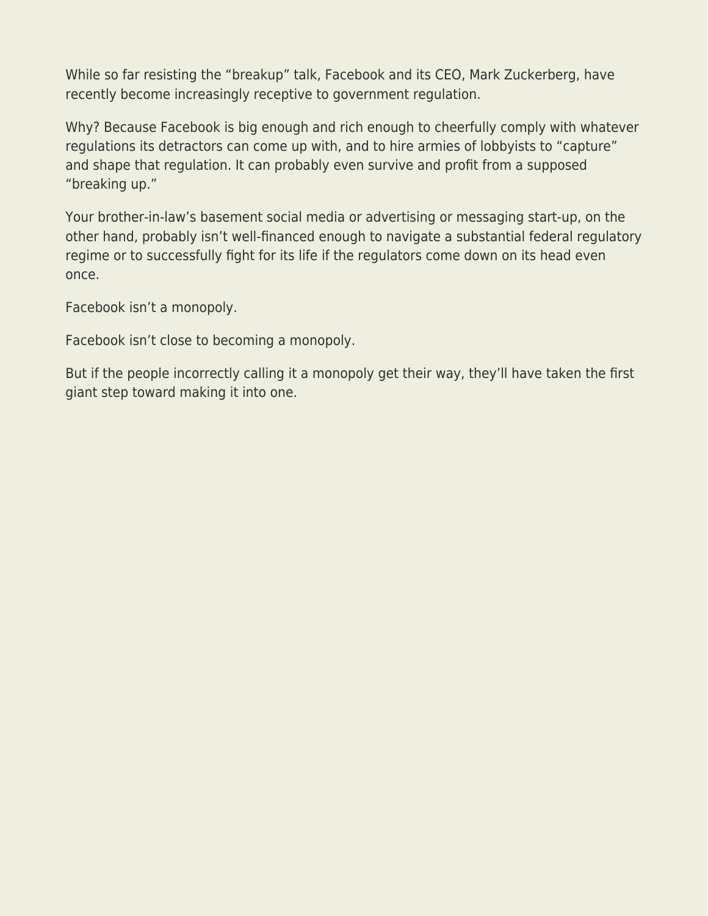While so far resisting the “breakup” talk, Facebook and its CEO, Mark Zuckerberg, have recently become increasingly receptive to government regulation.

Why? Because Facebook is big enough and rich enough to cheerfully comply with whatever regulations its detractors can come up with, and to hire armies of lobbyists to “capture” and shape that regulation. It can probably even survive and profit from a supposed “breaking up.”

Your brother-in-law’s basement social media or advertising or messaging start-up, on the other hand, probably isn’t well-financed enough to navigate a substantial federal regulatory regime or to successfully fight for its life if the regulators come down on its head even once.

Facebook isn’t a monopoly.

Facebook isn’t close to becoming a monopoly.

But if the people incorrectly calling it a monopoly get their way, they’ll have taken the first giant step toward making it into one.